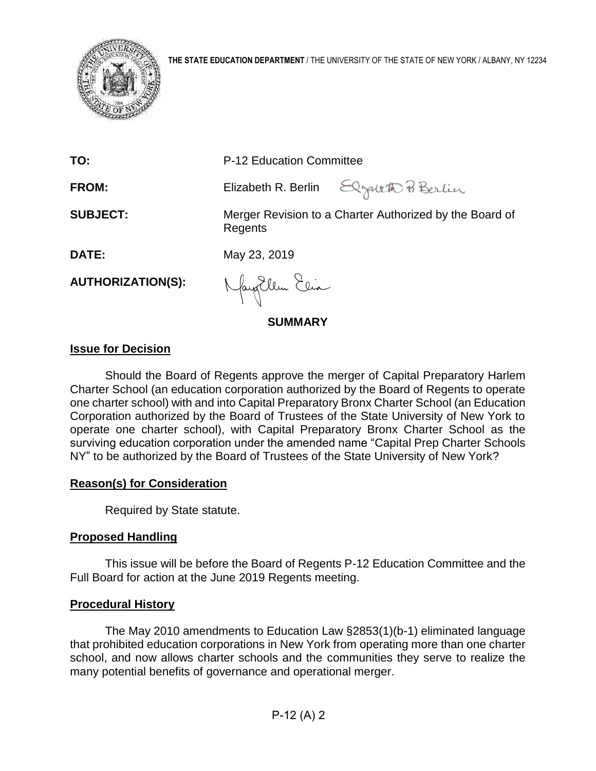**THE STATE EDUCATION DEPARTMENT** / THE UNIVERSITY OF THE STATE OF NEW YORK / ALBANY, NY 12234

| | |
|---|---|
| **TO:** | P-12 Education Committee |
| **FROM:** | Elizabeth R. Berlin |
| **SUBJECT:** | Merger Revision to a Charter Authorized by the Board of Regents |
| **DATE:** | May 23, 2019 |
| **AUTHORIZATION(S):** | |

## SUMMARY

### Issue for Decision

Should the Board of Regents approve the merger of Capital Preparatory Harlem Charter School (an education corporation authorized by the Board of Regents to operate one charter school) with and into Capital Preparatory Bronx Charter School (an Education Corporation authorized by the Board of Trustees of the State University of New York to operate one charter school), with Capital Preparatory Bronx Charter School as the surviving education corporation under the amended name "Capital Prep Charter Schools NY" to be authorized by the Board of Trustees of the State University of New York?

### Reason(s) for Consideration

Required by State statute.

### Proposed Handling

This issue will be before the Board of Regents P-12 Education Committee and the Full Board for action at the June 2019 Regents meeting.

### Procedural History

The May 2010 amendments to Education Law §2853(1)(b-1) eliminated language that prohibited education corporations in New York from operating more than one charter school, and now allows charter schools and the communities they serve to realize the many potential benefits of governance and operational merger.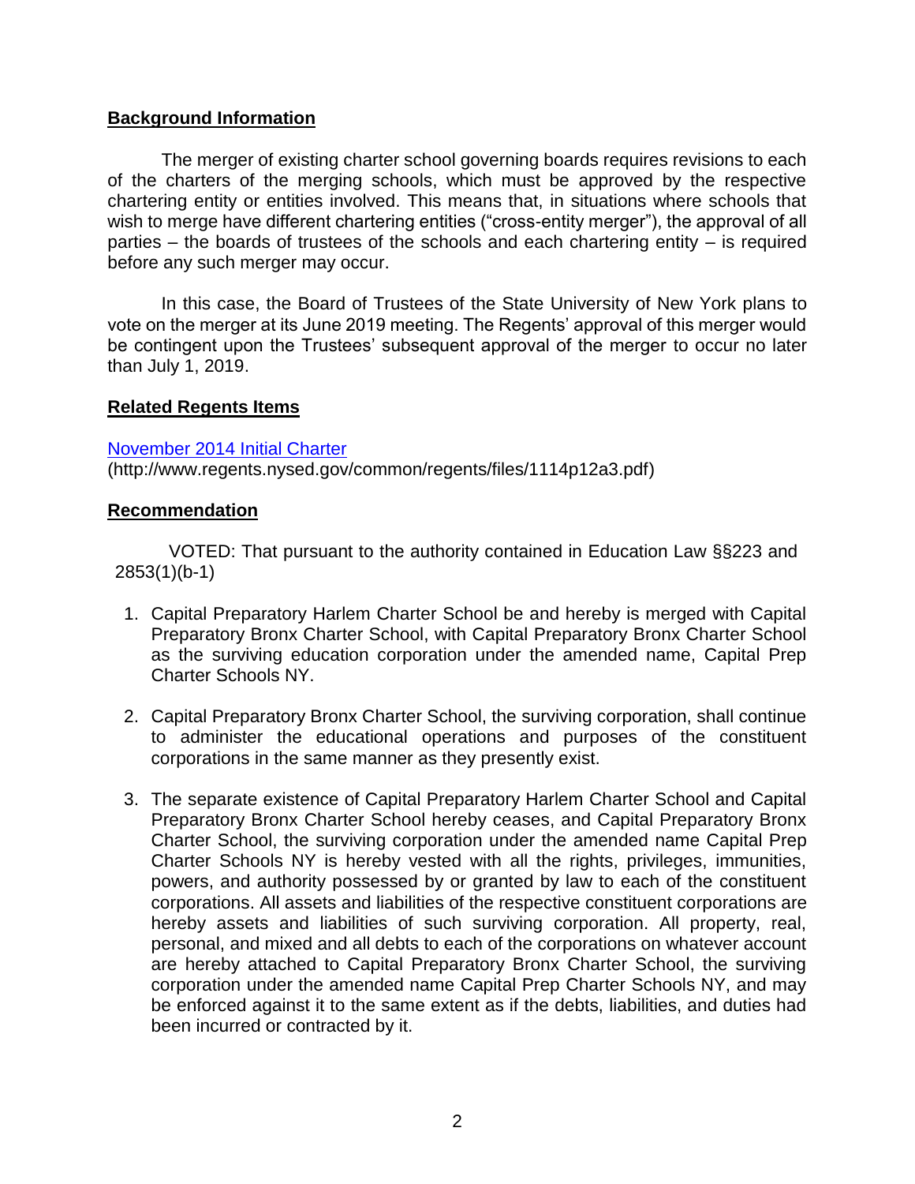## Background Information

The merger of existing charter school governing boards requires revisions to each of the charters of the merging schools, which must be approved by the respective chartering entity or entities involved. This means that, in situations where schools that wish to merge have different chartering entities ("cross-entity merger"), the approval of all parties – the boards of trustees of the schools and each chartering entity – is required before any such merger may occur.

In this case, the Board of Trustees of the State University of New York plans to vote on the merger at its June 2019 meeting. The Regents' approval of this merger would be contingent upon the Trustees' subsequent approval of the merger to occur no later than July 1, 2019.

## Related Regents Items

[November 2014 Initial Charter](http://www.regents.nysed.gov/common/regents/files/1114p12a3.pdf)
(http://www.regents.nysed.gov/common/regents/files/1114p12a3.pdf)

## Recommendation

VOTED: That pursuant to the authority contained in Education Law §§223 and 2853(1)(b-1)

1. Capital Preparatory Harlem Charter School be and hereby is merged with Capital Preparatory Bronx Charter School, with Capital Preparatory Bronx Charter School as the surviving education corporation under the amended name, Capital Prep Charter Schools NY.

2. Capital Preparatory Bronx Charter School, the surviving corporation, shall continue to administer the educational operations and purposes of the constituent corporations in the same manner as they presently exist.

3. The separate existence of Capital Preparatory Harlem Charter School and Capital Preparatory Bronx Charter School hereby ceases, and Capital Preparatory Bronx Charter School, the surviving corporation under the amended name Capital Prep Charter Schools NY is hereby vested with all the rights, privileges, immunities, powers, and authority possessed by or granted by law to each of the constituent corporations. All assets and liabilities of the respective constituent corporations are hereby assets and liabilities of such surviving corporation. All property, real, personal, and mixed and all debts to each of the corporations on whatever account are hereby attached to Capital Preparatory Bronx Charter School, the surviving corporation under the amended name Capital Prep Charter Schools NY, and may be enforced against it to the same extent as if the debts, liabilities, and duties had been incurred or contracted by it.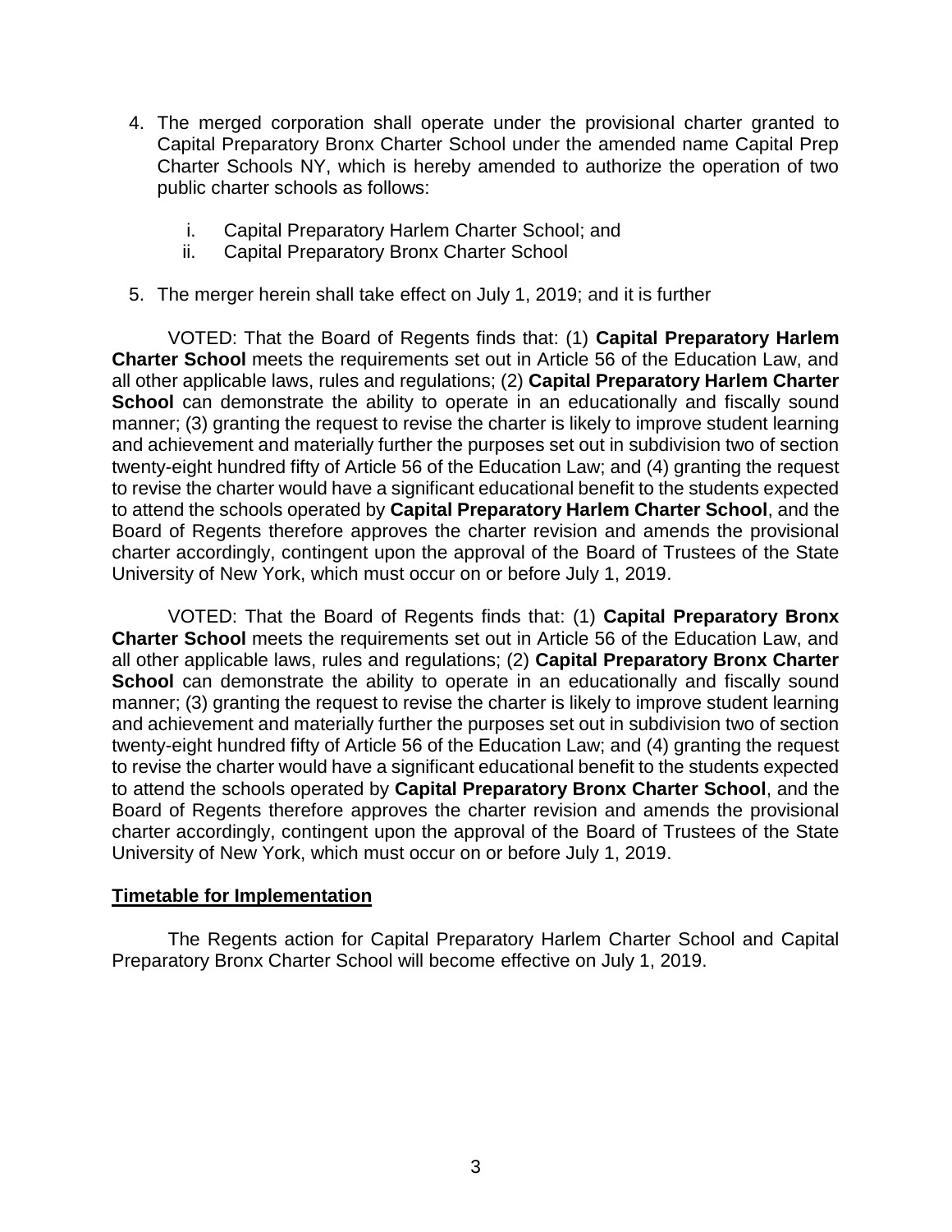4. The merged corporation shall operate under the provisional charter granted to Capital Preparatory Bronx Charter School under the amended name Capital Prep Charter Schools NY, which is hereby amended to authorize the operation of two public charter schools as follows:

   i. Capital Preparatory Harlem Charter School; and
   ii. Capital Preparatory Bronx Charter School

5. The merger herein shall take effect on July 1, 2019; and it is further

VOTED: That the Board of Regents finds that: (1) **Capital Preparatory Harlem Charter School** meets the requirements set out in Article 56 of the Education Law, and all other applicable laws, rules and regulations; (2) **Capital Preparatory Harlem Charter School** can demonstrate the ability to operate in an educationally and fiscally sound manner; (3) granting the request to revise the charter is likely to improve student learning and achievement and materially further the purposes set out in subdivision two of section twenty-eight hundred fifty of Article 56 of the Education Law; and (4) granting the request to revise the charter would have a significant educational benefit to the students expected to attend the schools operated by **Capital Preparatory Harlem Charter School**, and the Board of Regents therefore approves the charter revision and amends the provisional charter accordingly, contingent upon the approval of the Board of Trustees of the State University of New York, which must occur on or before July 1, 2019.

VOTED: That the Board of Regents finds that: (1) **Capital Preparatory Bronx Charter School** meets the requirements set out in Article 56 of the Education Law, and all other applicable laws, rules and regulations; (2) **Capital Preparatory Bronx Charter School** can demonstrate the ability to operate in an educationally and fiscally sound manner; (3) granting the request to revise the charter is likely to improve student learning and achievement and materially further the purposes set out in subdivision two of section twenty-eight hundred fifty of Article 56 of the Education Law; and (4) granting the request to revise the charter would have a significant educational benefit to the students expected to attend the schools operated by **Capital Preparatory Bronx Charter School**, and the Board of Regents therefore approves the charter revision and amends the provisional charter accordingly, contingent upon the approval of the Board of Trustees of the State University of New York, which must occur on or before July 1, 2019.

## Timetable for Implementation

The Regents action for Capital Preparatory Harlem Charter School and Capital Preparatory Bronx Charter School will become effective on July 1, 2019.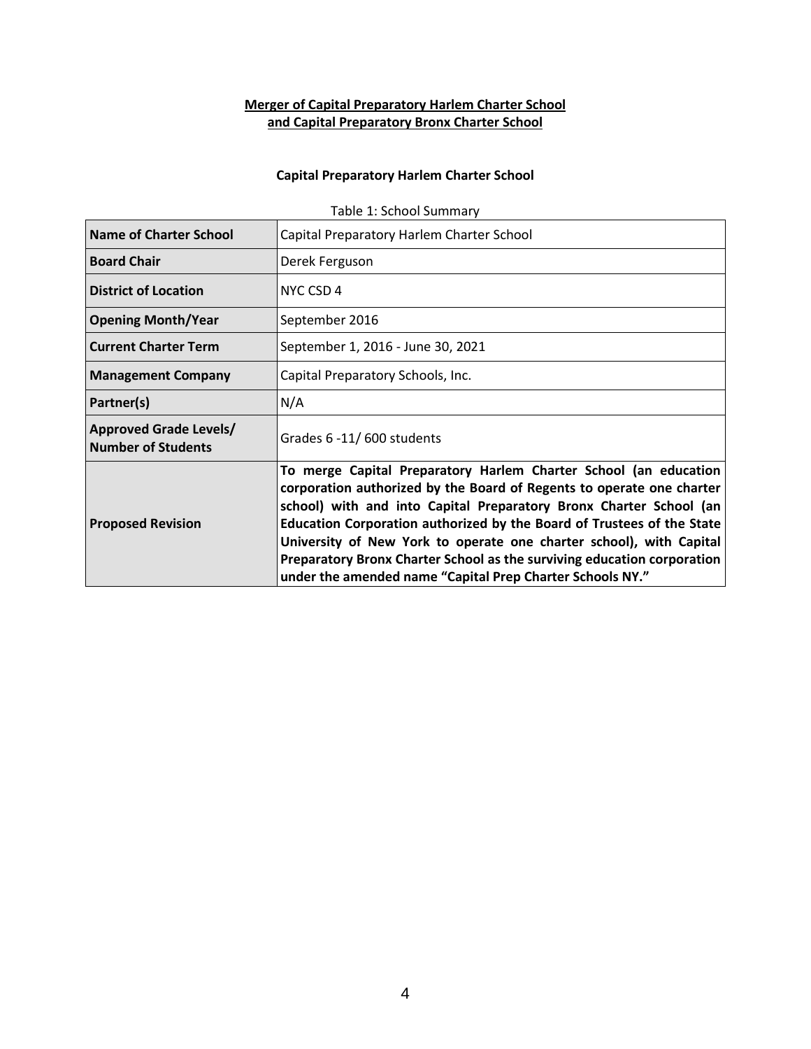**Merger of Capital Preparatory Harlem Charter School and Capital Preparatory Bronx Charter School**

**Capital Preparatory Harlem Charter School**

Table 1: School Summary

| | |
|---|---|
| **Name of Charter School** | Capital Preparatory Harlem Charter School |
| **Board Chair** | Derek Ferguson |
| **District of Location** | NYC CSD 4 |
| **Opening Month/Year** | September 2016 |
| **Current Charter Term** | September 1, 2016 - June 30, 2021 |
| **Management Company** | Capital Preparatory Schools, Inc. |
| **Partner(s)** | N/A |
| **Approved Grade Levels/ Number of Students** | Grades 6 -11/ 600 students |
| **Proposed Revision** | **To merge Capital Preparatory Harlem Charter School (an education corporation authorized by the Board of Regents to operate one charter school) with and into Capital Preparatory Bronx Charter School (an Education Corporation authorized by the Board of Trustees of the State University of New York to operate one charter school), with Capital Preparatory Bronx Charter School as the surviving education corporation under the amended name "Capital Prep Charter Schools NY."** |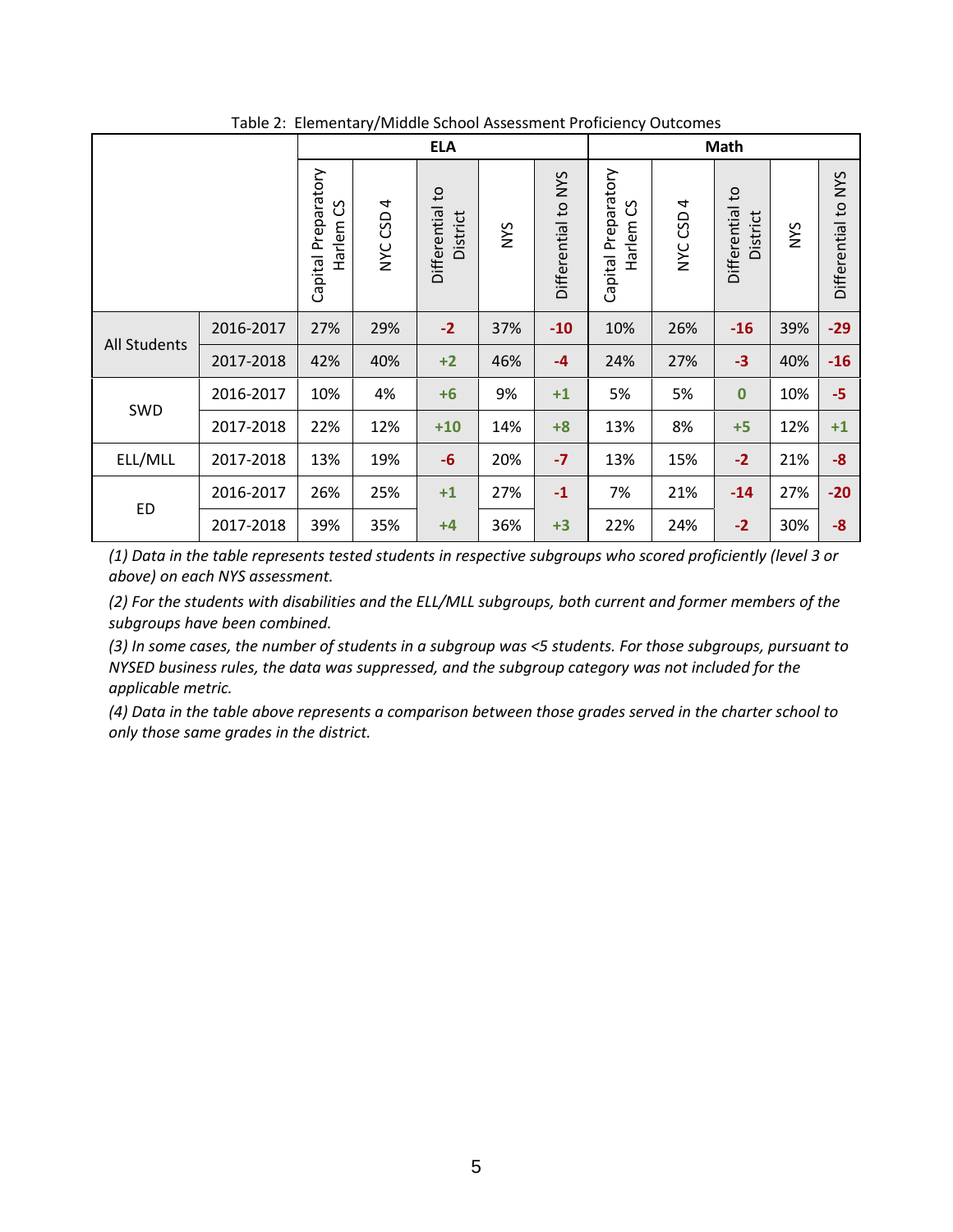Table 2: Elementary/Middle School Assessment Proficiency Outcomes

| | | ELA | | | | | Math | | | | |
|---|---|---|---|---|---|---|---|---|---|---|---|
| | | Capital Preparatory Harlem CS | NYC CSD 4 | Differential to District | NYS | Differential to NYS | Capital Preparatory Harlem CS | NYC CSD 4 | Differential to District | NYS | Differential to NYS |
| All Students | 2016-2017 | 27% | 29% | -2 | 37% | -10 | 10% | 26% | -16 | 39% | -29 |
| | 2017-2018 | 42% | 40% | +2 | 46% | -4 | 24% | 27% | -3 | 40% | -16 |
| SWD | 2016-2017 | 10% | 4% | +6 | 9% | +1 | 5% | 5% | 0 | 10% | -5 |
| | 2017-2018 | 22% | 12% | +10 | 14% | +8 | 13% | 8% | +5 | 12% | +1 |
| ELL/MLL | 2017-2018 | 13% | 19% | -6 | 20% | -7 | 13% | 15% | -2 | 21% | -8 |
| ED | 2016-2017 | 26% | 25% | +1 | 27% | -1 | 7% | 21% | -14 | 27% | -20 |
| | 2017-2018 | 39% | 35% | +4 | 36% | +3 | 22% | 24% | -2 | 30% | -8 |

*(1) Data in the table represents tested students in respective subgroups who scored proficiently (level 3 or above) on each NYS assessment.*

*(2) For the students with disabilities and the ELL/MLL subgroups, both current and former members of the subgroups have been combined.*

*(3) In some cases, the number of students in a subgroup was <5 students. For those subgroups, pursuant to NYSED business rules, the data was suppressed, and the subgroup category was not included for the applicable metric.*

*(4) Data in the table above represents a comparison between those grades served in the charter school to only those same grades in the district.*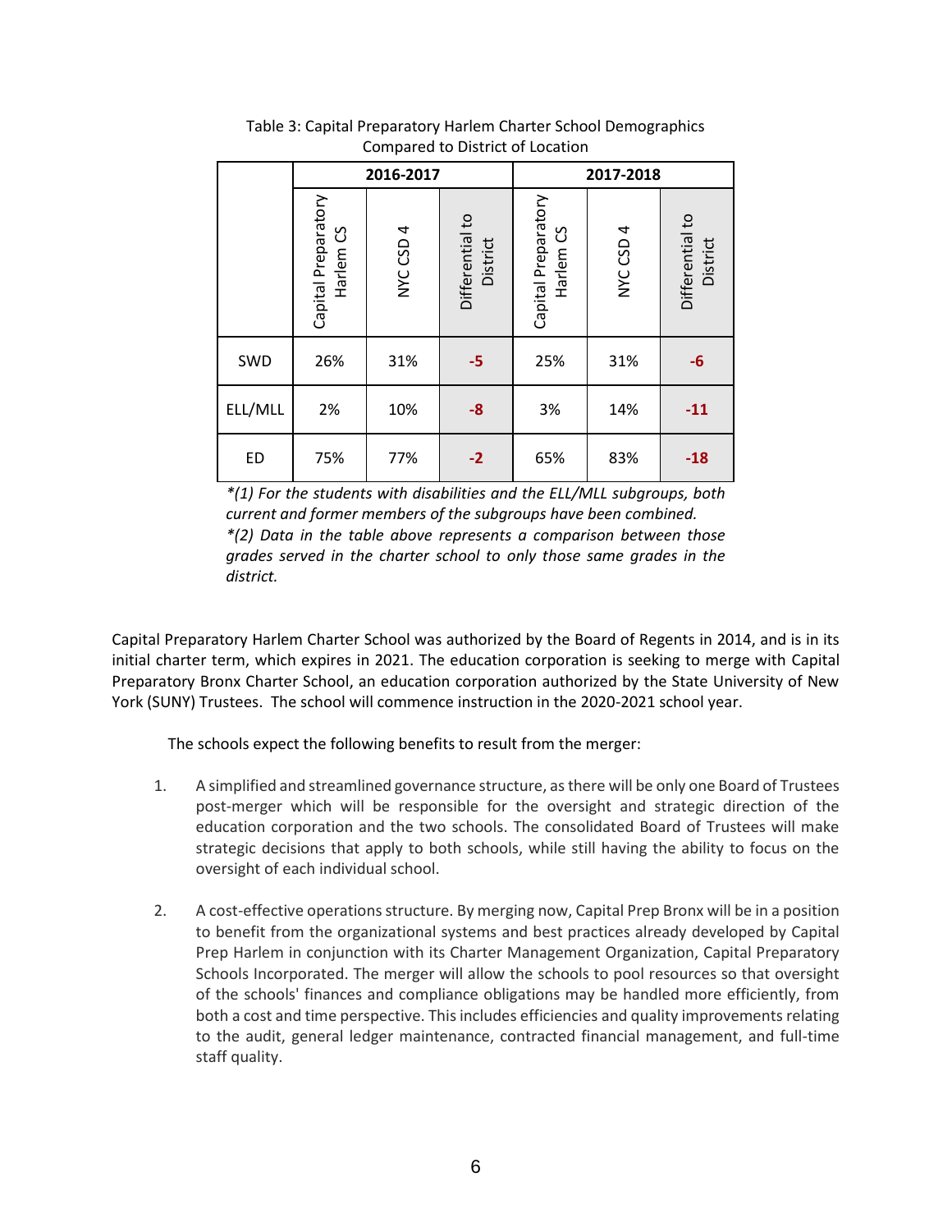Table 3: Capital Preparatory Harlem Charter School Demographics Compared to District of Location

| | 2016-2017 | | | 2017-2018 | | |
|---|---|---|---|---|---|---|
| | Capital Preparatory Harlem CS | NYC CSD 4 | Differential to District | Capital Preparatory Harlem CS | NYC CSD 4 | Differential to District |
| SWD | 26% | 31% | **-5** | 25% | 31% | **-6** |
| ELL/MLL | 2% | 10% | **-8** | 3% | 14% | **-11** |
| ED | 75% | 77% | **-2** | 65% | 83% | **-18** |

*\*(1) For the students with disabilities and the ELL/MLL subgroups, both current and former members of the subgroups have been combined.*
*\*(2) Data in the table above represents a comparison between those grades served in the charter school to only those same grades in the district.*

Capital Preparatory Harlem Charter School was authorized by the Board of Regents in 2014, and is in its initial charter term, which expires in 2021. The education corporation is seeking to merge with Capital Preparatory Bronx Charter School, an education corporation authorized by the State University of New York (SUNY) Trustees. The school will commence instruction in the 2020-2021 school year.

The schools expect the following benefits to result from the merger:

1. A simplified and streamlined governance structure, as there will be only one Board of Trustees post-merger which will be responsible for the oversight and strategic direction of the education corporation and the two schools. The consolidated Board of Trustees will make strategic decisions that apply to both schools, while still having the ability to focus on the oversight of each individual school.

2. A cost-effective operations structure. By merging now, Capital Prep Bronx will be in a position to benefit from the organizational systems and best practices already developed by Capital Prep Harlem in conjunction with its Charter Management Organization, Capital Preparatory Schools Incorporated. The merger will allow the schools to pool resources so that oversight of the schools' finances and compliance obligations may be handled more efficiently, from both a cost and time perspective. This includes efficiencies and quality improvements relating to the audit, general ledger maintenance, contracted financial management, and full-time staff quality.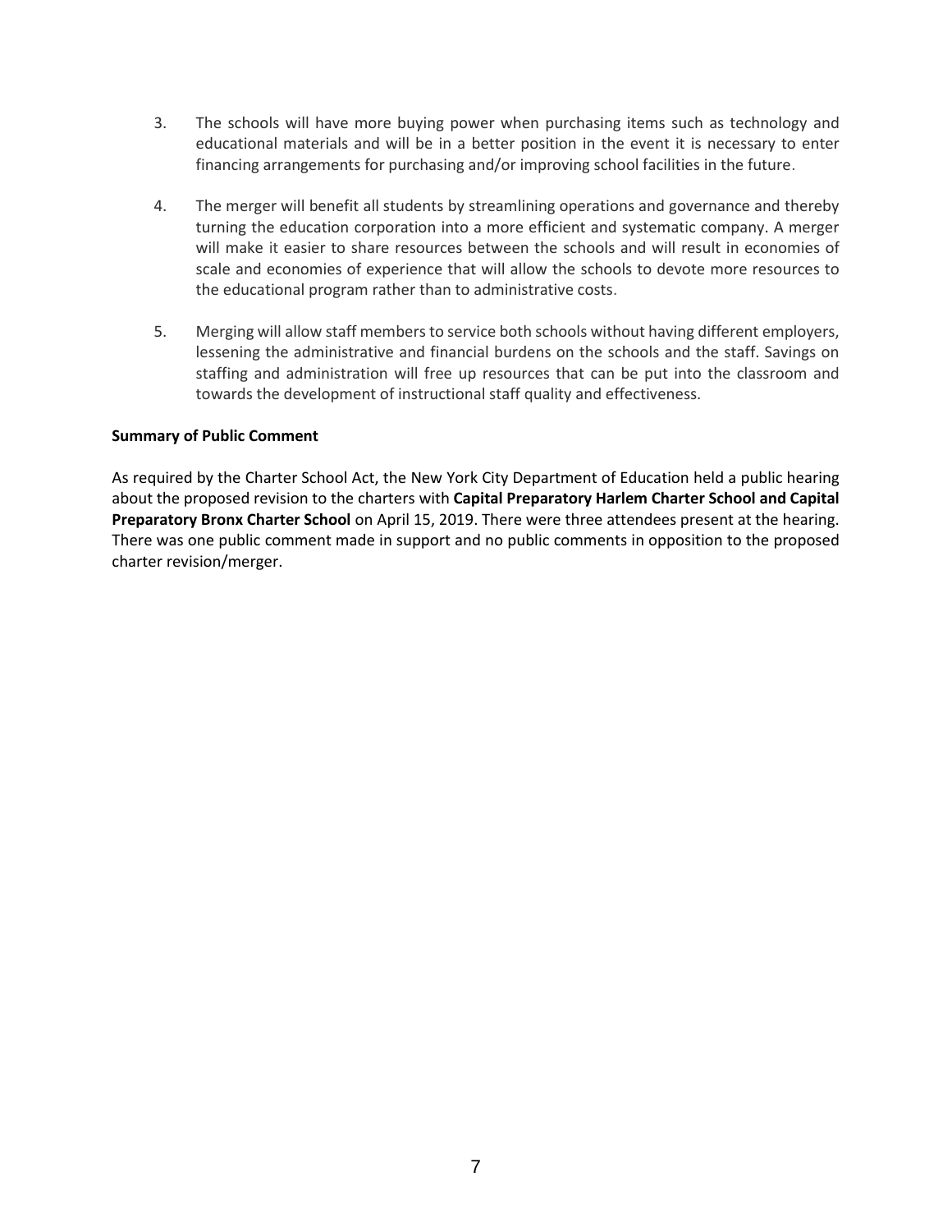3. The schools will have more buying power when purchasing items such as technology and educational materials and will be in a better position in the event it is necessary to enter financing arrangements for purchasing and/or improving school facilities in the future.

4. The merger will benefit all students by streamlining operations and governance and thereby turning the education corporation into a more efficient and systematic company. A merger will make it easier to share resources between the schools and will result in economies of scale and economies of experience that will allow the schools to devote more resources to the educational program rather than to administrative costs.

5. Merging will allow staff members to service both schools without having different employers, lessening the administrative and financial burdens on the schools and the staff. Savings on staffing and administration will free up resources that can be put into the classroom and towards the development of instructional staff quality and effectiveness.

**Summary of Public Comment**

As required by the Charter School Act, the New York City Department of Education held a public hearing about the proposed revision to the charters with **Capital Preparatory Harlem Charter School and Capital Preparatory Bronx Charter School** on April 15, 2019. There were three attendees present at the hearing. There was one public comment made in support and no public comments in opposition to the proposed charter revision/merger.